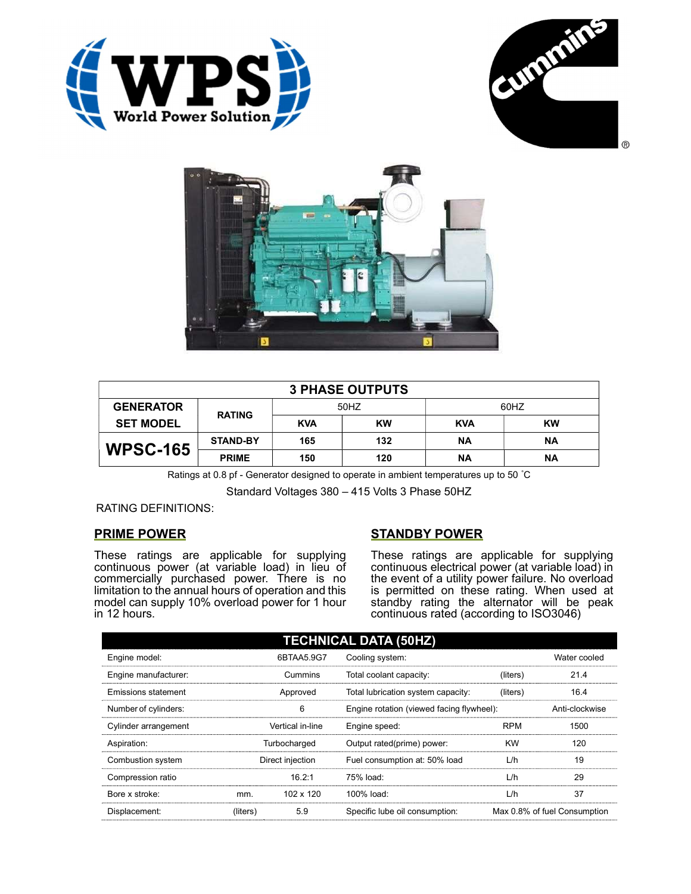| 3 PHASE OUTPUTS | | | | | |
|---|---|---|---|---|---|
| GENERATOR SET MODEL | RATING | 50HZ | | 60HZ | |
| | | KVA | KW | KVA | KW |
| WPSC-165 | STAND-BY | 165 | 132 | NA | NA |
| | PRIME | 150 | 120 | NA | NA |

Ratings at 0.8 pf - Generator designed to operate in ambient temperatures up to 50 ˚C

Standard Voltages 380 – 415 Volts 3 Phase 50HZ

RATING DEFINITIONS:

## PRIME POWER

These ratings are applicable for supplying continuous power (at variable load) in lieu of commercially purchased power. There is no limitation to the annual hours of operation and this model can supply 10% overload power for 1 hour in 12 hours.

## STANDBY POWER

These ratings are applicable for supplying continuous electrical power (at variable load) in the event of a utility power failure. No overload is permitted on these rating. When used at standby rating the alternator will be peak continuous rated (according to ISO3046)

## TECHNICAL DATA (50HZ)

| | | | | | |
|---|---|---|---|---|---|
| Engine model: | | 6BTAA5.9G7 | Cooling system: | | Water cooled |
| Engine manufacturer: | | Cummins | Total coolant capacity: | (liters) | 21.4 |
| Emissions statement | | Approved | Total lubrication system capacity: | (liters) | 16.4 |
| Number of cylinders: | | 6 | Engine rotation (viewed facing flywheel): | | Anti-clockwise |
| Cylinder arrangement | | Vertical in-line | Engine speed: | RPM | 1500 |
| Aspiration: | | Turbocharged | Output rated(prime) power: | KW | 120 |
| Combustion system | | Direct injection | Fuel consumption at: 50% load | L/h | 19 |
| Compression ratio | | 16.2:1 | 75% load: | L/h | 29 |
| Bore x stroke: | mm. | 102 x 120 | 100% load: | L/h | 37 |
| Displacement: | (liters) | 5.9 | Specific lube oil consumption: | | Max 0.8% of fuel Consumption |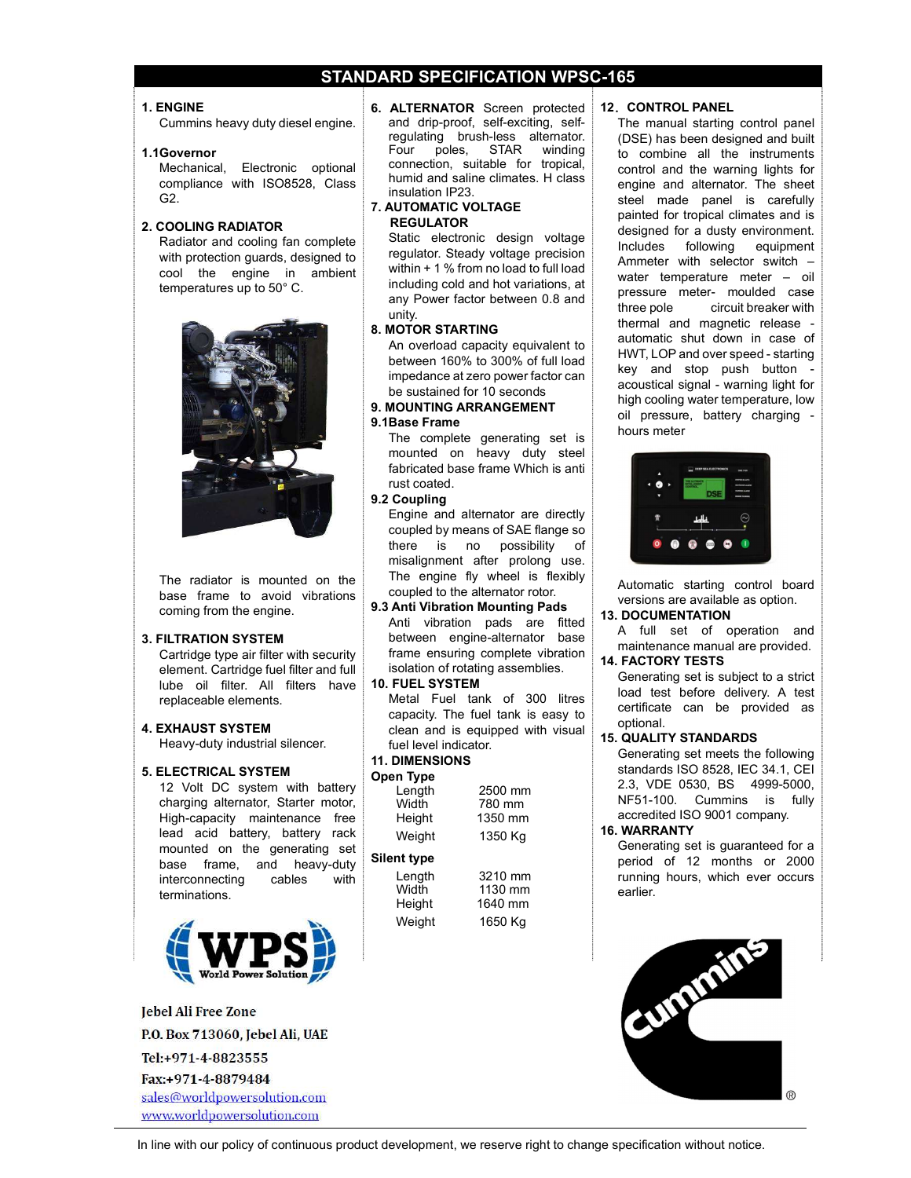# STANDARD SPECIFICATION WPSC-165

## 1. ENGINE

Cummins heavy duty diesel engine.

### 1.1Governor

Mechanical, Electronic optional compliance with ISO8528, Class G2.

## 2. COOLING RADIATOR

Radiator and cooling fan complete with protection guards, designed to cool the engine in ambient temperatures up to 50° C.

The radiator is mounted on the base frame to avoid vibrations coming from the engine.

## 3. FILTRATION SYSTEM

Cartridge type air filter with security element. Cartridge fuel filter and full lube oil filter. All filters have replaceable elements.

## 4. EXHAUST SYSTEM

Heavy-duty industrial silencer.

## 5. ELECTRICAL SYSTEM

12 Volt DC system with battery charging alternator, Starter motor, High-capacity maintenance free lead acid battery, battery rack mounted on the generating set base frame, and heavy-duty interconnecting cables with terminations.

Jebel Ali Free Zone
P.O. Box 713060, Jebel Ali, UAE
Tel:+971-4-8823555
Fax:+971-4-8879484
sales@worldpowersolution.com
www.worldpowersolution.com

## 6. ALTERNATOR

Screen protected and drip-proof, self-exciting, self-regulating brush-less alternator. Four poles, STAR winding connection, suitable for tropical, humid and saline climates. H class insulation IP23.

## 7. AUTOMATIC VOLTAGE REGULATOR

Static electronic design voltage regulator. Steady voltage precision within + 1 % from no load to full load including cold and hot variations, at any Power factor between 0.8 and unity.

## 8. MOTOR STARTING

An overload capacity equivalent to between 160% to 300% of full load impedance at zero power factor can be sustained for 10 seconds

## 9. MOUNTING ARRANGEMENT

### 9.1Base Frame

The complete generating set is mounted on heavy duty steel fabricated base frame Which is anti rust coated.

### 9.2 Coupling

Engine and alternator are directly coupled by means of SAE flange so there is no possibility of misalignment after prolong use. The engine fly wheel is flexibly coupled to the alternator rotor.

### 9.3 Anti Vibration Mounting Pads

Anti vibration pads are fitted between engine-alternator base frame ensuring complete vibration isolation of rotating assemblies.

## 10. FUEL SYSTEM

Metal Fuel tank of 300 litres capacity. The fuel tank is easy to clean and is equipped with visual fuel level indicator.

## 11. DIMENSIONS

**Open Type**

| | |
|---|---|
| Length | 2500 mm |
| Width | 780 mm |
| Height | 1350 mm |
| Weight | 1350 Kg |

**Silent type**

| | |
|---|---|
| Length | 3210 mm |
| Width | 1130 mm |
| Height | 1640 mm |
| Weight | 1650 Kg |

## 12. CONTROL PANEL

The manual starting control panel (DSE) has been designed and built to combine all the instruments control and the warning lights for engine and alternator. The sheet steel made panel is carefully painted for tropical climates and is designed for a dusty environment. Includes following equipment Ammeter with selector switch – water temperature meter – oil pressure meter- moulded case three pole circuit breaker with thermal and magnetic release - automatic shut down in case of HWT, LOP and over speed - starting key and stop push button - acoustical signal - warning light for high cooling water temperature, low oil pressure, battery charging - hours meter

Automatic starting control board versions are available as option.

## 13. DOCUMENTATION

A full set of operation and maintenance manual are provided.

## 14. FACTORY TESTS

Generating set is subject to a strict load test before delivery. A test certificate can be provided as optional.

## 15. QUALITY STANDARDS

Generating set meets the following standards ISO 8528, IEC 34.1, CEI 2.3, VDE 0530, BS 4999-5000, NF51-100. Cummins is fully accredited ISO 9001 company.

## 16. WARRANTY

Generating set is guaranteed for a period of 12 months or 2000 running hours, which ever occurs earlier.

In line with our policy of continuous product development, we reserve right to change specification without notice.